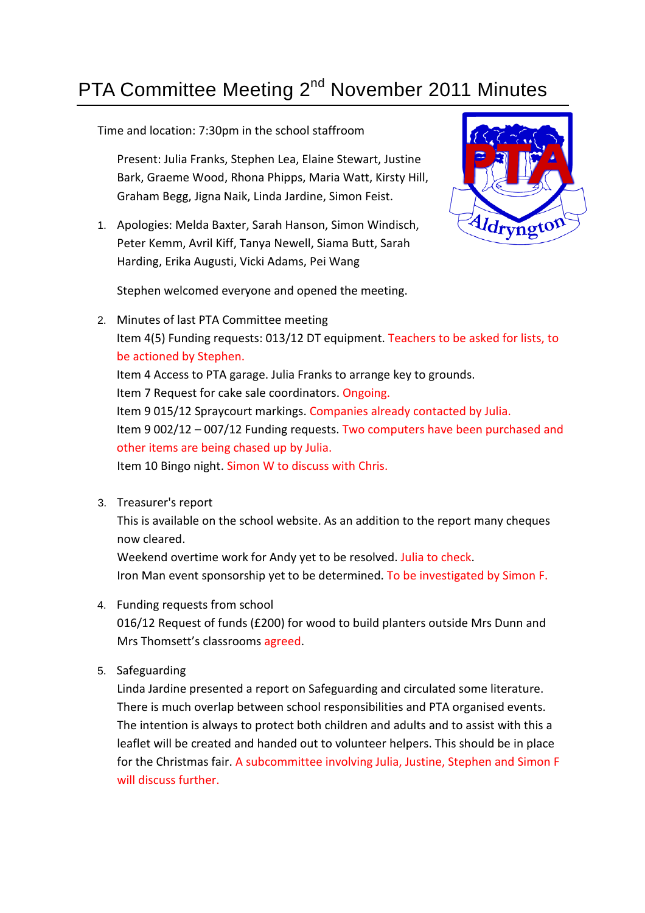# PTA Committee Meeting 2nd November 2011 Minutes

Time and location: 7:30pm in the school staffroom

Present: Julia Franks, Stephen Lea, Elaine Stewart, Justine Bark, Graeme Wood, Rhona Phipps, Maria Watt, Kirsty Hill, Graham Begg, Jigna Naik, Linda Jardine, Simon Feist.

1. Apologies: Melda Baxter, Sarah Hanson, Simon Windisch, Peter Kemm, Avril Kiff, Tanya Newell, Siama Butt, Sarah Harding, Erika Augusti, Vicki Adams, Pei Wang

   Stephen welcomed everyone and opened the meeting.

2. Minutes of last PTA Committee meeting
   Item 4(5) Funding requests: 013/12 DT equipment. Teachers to be asked for lists, to be actioned by Stephen.
   Item 4 Access to PTA garage. Julia Franks to arrange key to grounds.
   Item 7 Request for cake sale coordinators. Ongoing.
   Item 9 015/12 Spraycourt markings. Companies already contacted by Julia.
   Item 9 002/12 – 007/12 Funding requests. Two computers have been purchased and other items are being chased up by Julia.
   Item 10 Bingo night. Simon W to discuss with Chris.

3. Treasurer's report
   This is available on the school website. As an addition to the report many cheques now cleared.
   Weekend overtime work for Andy yet to be resolved. Julia to check.
   Iron Man event sponsorship yet to be determined. To be investigated by Simon F.

4. Funding requests from school
   016/12 Request of funds (£200) for wood to build planters outside Mrs Dunn and Mrs Thomsett's classrooms agreed.

5. Safeguarding
   Linda Jardine presented a report on Safeguarding and circulated some literature. There is much overlap between school responsibilities and PTA organised events. The intention is always to protect both children and adults and to assist with this a leaflet will be created and handed out to volunteer helpers. This should be in place for the Christmas fair. A subcommittee involving Julia, Justine, Stephen and Simon F will discuss further.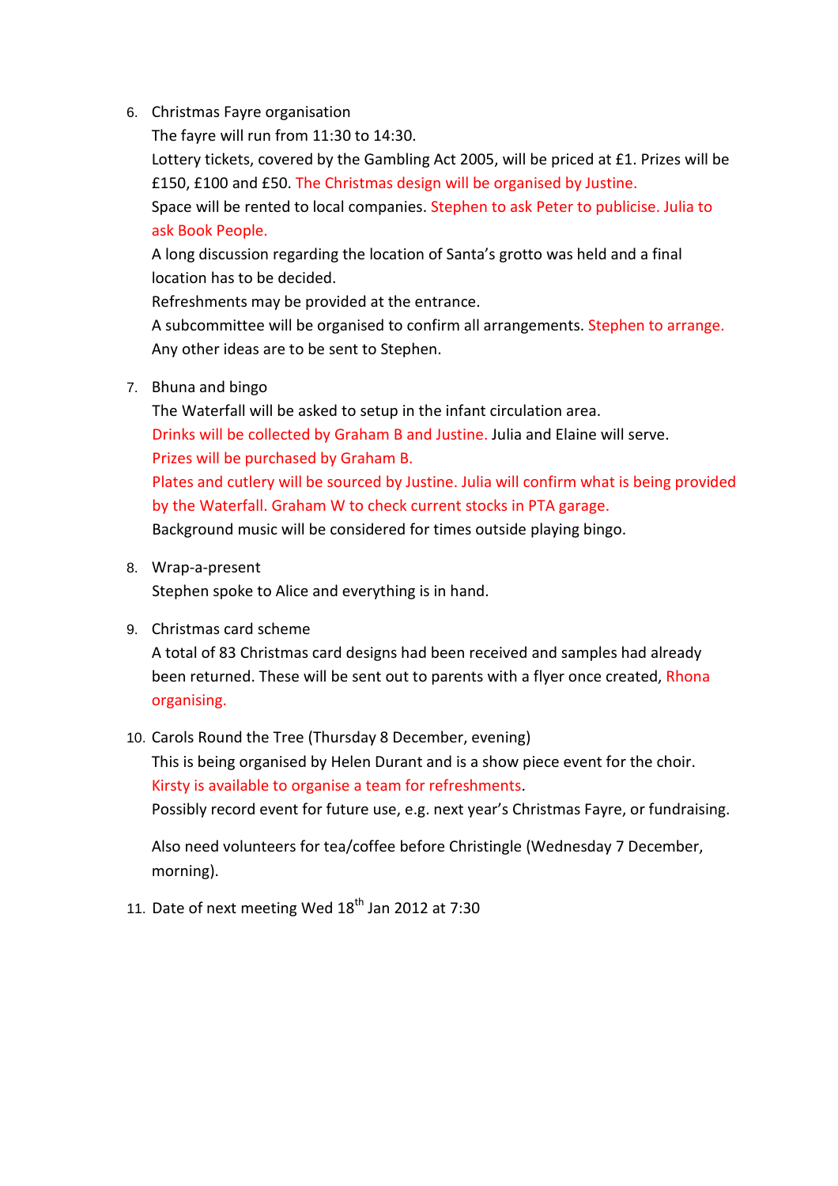6. Christmas Fayre organisation

   The fayre will run from 11:30 to 14:30.

   Lottery tickets, covered by the Gambling Act 2005, will be priced at £1. Prizes will be £150, £100 and £50. The Christmas design will be organised by Justine.

   Space will be rented to local companies. Stephen to ask Peter to publicise. Julia to ask Book People.

   A long discussion regarding the location of Santa's grotto was held and a final location has to be decided.

   Refreshments may be provided at the entrance.

   A subcommittee will be organised to confirm all arrangements. Stephen to arrange.

   Any other ideas are to be sent to Stephen.

7. Bhuna and bingo

   The Waterfall will be asked to setup in the infant circulation area.

   Drinks will be collected by Graham B and Justine. Julia and Elaine will serve.

   Prizes will be purchased by Graham B.

   Plates and cutlery will be sourced by Justine. Julia will confirm what is being provided by the Waterfall. Graham W to check current stocks in PTA garage.

   Background music will be considered for times outside playing bingo.

8. Wrap-a-present

   Stephen spoke to Alice and everything is in hand.

9. Christmas card scheme

   A total of 83 Christmas card designs had been received and samples had already been returned. These will be sent out to parents with a flyer once created, Rhona organising.

10. Carols Round the Tree (Thursday 8 December, evening)

    This is being organised by Helen Durant and is a show piece event for the choir.

    Kirsty is available to organise a team for refreshments.

    Possibly record event for future use, e.g. next year's Christmas Fayre, or fundraising.

    Also need volunteers for tea/coffee before Christingle (Wednesday 7 December, morning).

11. Date of next meeting Wed 18th Jan 2012 at 7:30